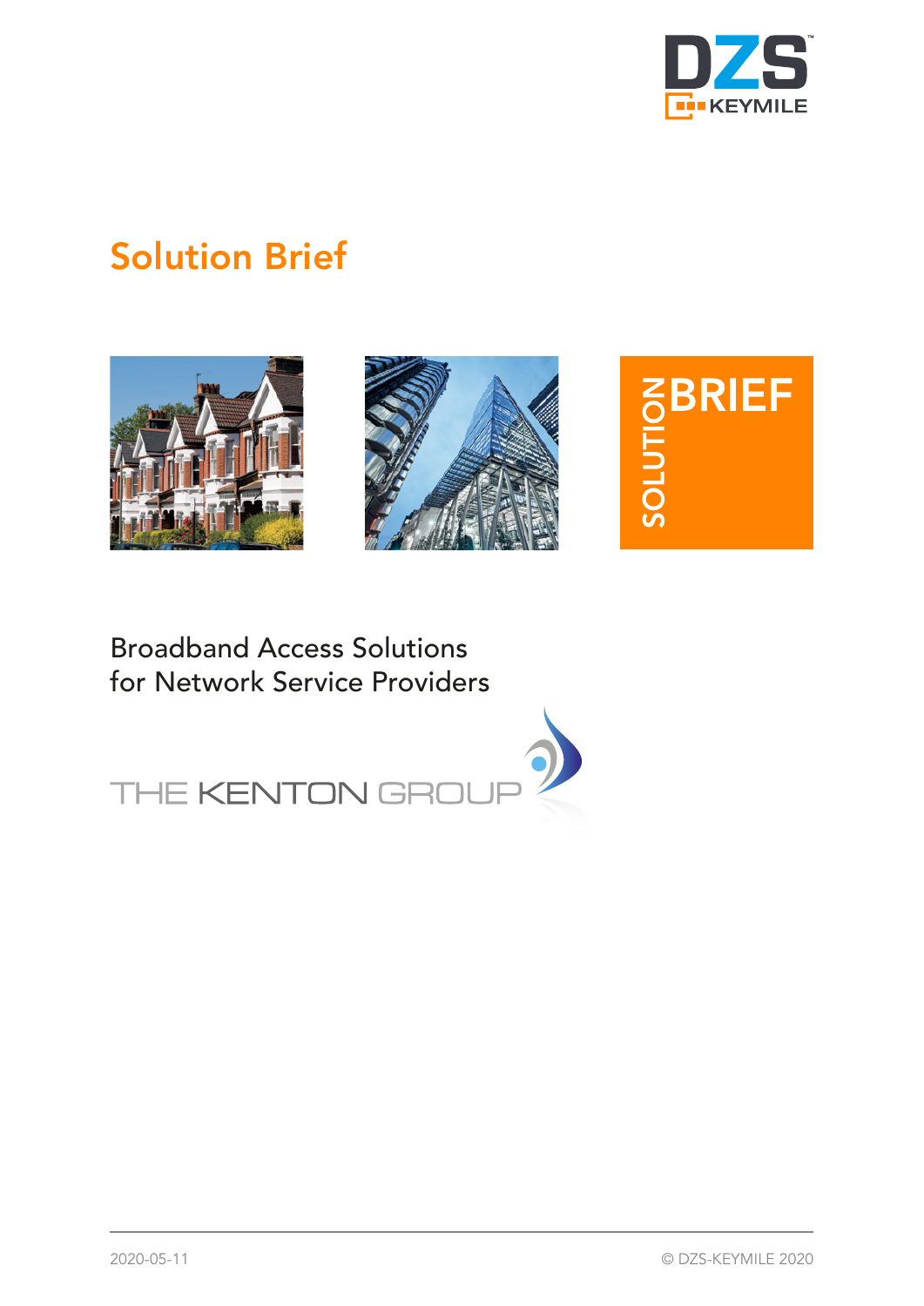# Solution Brief

SOLUTION BRIEF

## Broadband Access Solutions for Network Service Providers

THE KENTON GROUP

2020-05-11

© DZS-KEYMILE 2020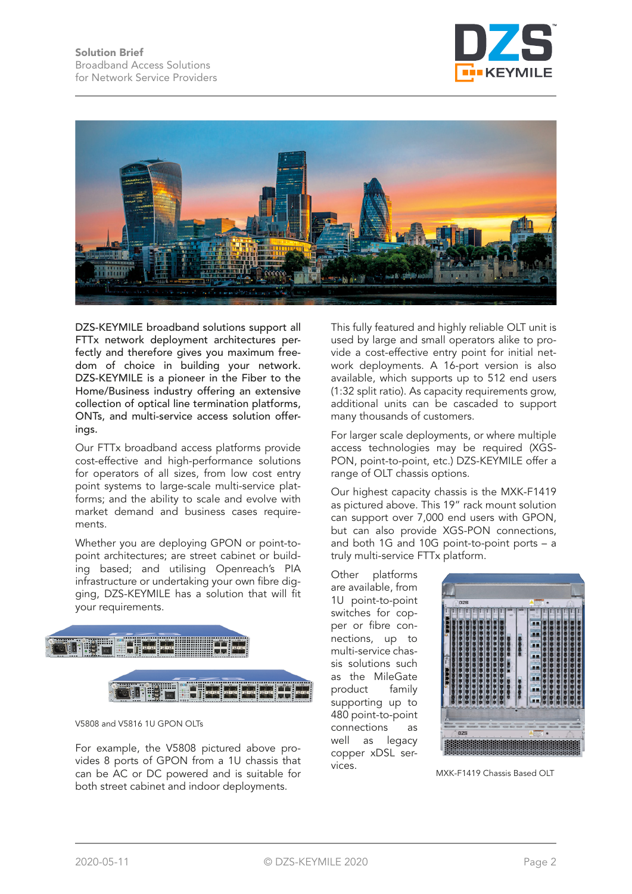DZS-KEYMILE broadband solutions support all FTTx network deployment architectures perfectly and therefore gives you maximum freedom of choice in building your network. DZS-KEYMILE is a pioneer in the Fiber to the Home/Business industry offering an extensive collection of optical line termination platforms, ONTs, and multi-service access solution offerings.

Our FTTx broadband access platforms provide cost-effective and high-performance solutions for operators of all sizes, from low cost entry point systems to large-scale multi-service platforms; and the ability to scale and evolve with market demand and business cases requirements.

Whether you are deploying GPON or point-to-point architectures; are street cabinet or building based; and utilising Openreach's PIA infrastructure or undertaking your own fibre digging, DZS-KEYMILE has a solution that will fit your requirements.

V5808 and V5816 1U GPON OLTs

For example, the V5808 pictured above provides 8 ports of GPON from a 1U chassis that can be AC or DC powered and is suitable for both street cabinet and indoor deployments.

This fully featured and highly reliable OLT unit is used by large and small operators alike to provide a cost-effective entry point for initial network deployments. A 16-port version is also available, which supports up to 512 end users (1:32 split ratio). As capacity requirements grow, additional units can be cascaded to support many thousands of customers.

For larger scale deployments, or where multiple access technologies may be required (XGS-PON, point-to-point, etc.) DZS-KEYMILE offer a range of OLT chassis options.

Our highest capacity chassis is the MXK-F1419 as pictured above. This 19" rack mount solution can support over 7,000 end users with GPON, but can also provide XGS-PON connections, and both 1G and 10G point-to-point ports – a truly multi-service FTTx platform.

Other platforms are available, from 1U point-to-point switches for copper or fibre connections, up to multi-service chassis solutions such as the MileGate product family supporting up to 480 point-to-point connections as well as legacy copper xDSL services.

MXK-F1419 Chassis Based OLT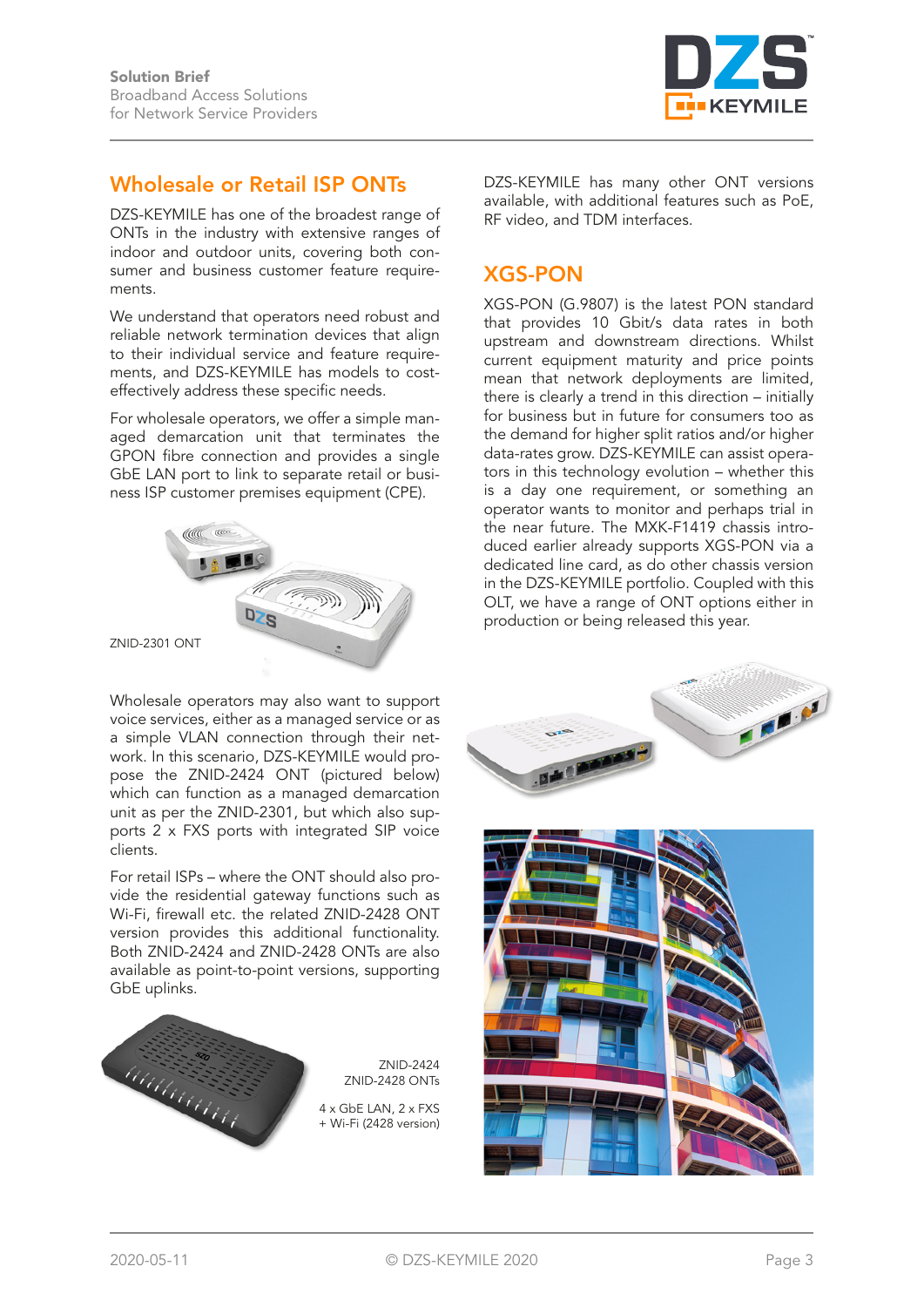## Wholesale or Retail ISP ONTs

DZS-KEYMILE has one of the broadest range of ONTs in the industry with extensive ranges of indoor and outdoor units, covering both consumer and business customer feature requirements.

We understand that operators need robust and reliable network termination devices that align to their individual service and feature requirements, and DZS-KEYMILE has models to cost-effectively address these specific needs.

For wholesale operators, we offer a simple managed demarcation unit that terminates the GPON fibre connection and provides a single GbE LAN port to link to separate retail or business ISP customer premises equipment (CPE).

ZNID-2301 ONT

Wholesale operators may also want to support voice services, either as a managed service or as a simple VLAN connection through their network. In this scenario, DZS-KEYMILE would propose the ZNID-2424 ONT (pictured below) which can function as a managed demarcation unit as per the ZNID-2301, but which also supports 2 x FXS ports with integrated SIP voice clients.

For retail ISPs – where the ONT should also provide the residential gateway functions such as Wi-Fi, firewall etc. the related ZNID-2428 ONT version provides this additional functionality. Both ZNID-2424 and ZNID-2428 ONTs are also available as point-to-point versions, supporting GbE uplinks.

ZNID-2424
ZNID-2428 ONTs

4 x GbE LAN, 2 x FXS
+ Wi-Fi (2428 version)

DZS-KEYMILE has many other ONT versions available, with additional features such as PoE, RF video, and TDM interfaces.

## XGS-PON

XGS-PON (G.9807) is the latest PON standard that provides 10 Gbit/s data rates in both upstream and downstream directions. Whilst current equipment maturity and price points mean that network deployments are limited, there is clearly a trend in this direction – initially for business but in future for consumers too as the demand for higher split ratios and/or higher data-rates grow. DZS-KEYMILE can assist operators in this technology evolution – whether this is a day one requirement, or something an operator wants to monitor and perhaps trial in the near future. The MXK-F1419 chassis introduced earlier already supports XGS-PON via a dedicated line card, as do other chassis version in the DZS-KEYMILE portfolio. Coupled with this OLT, we have a range of ONT options either in production or being released this year.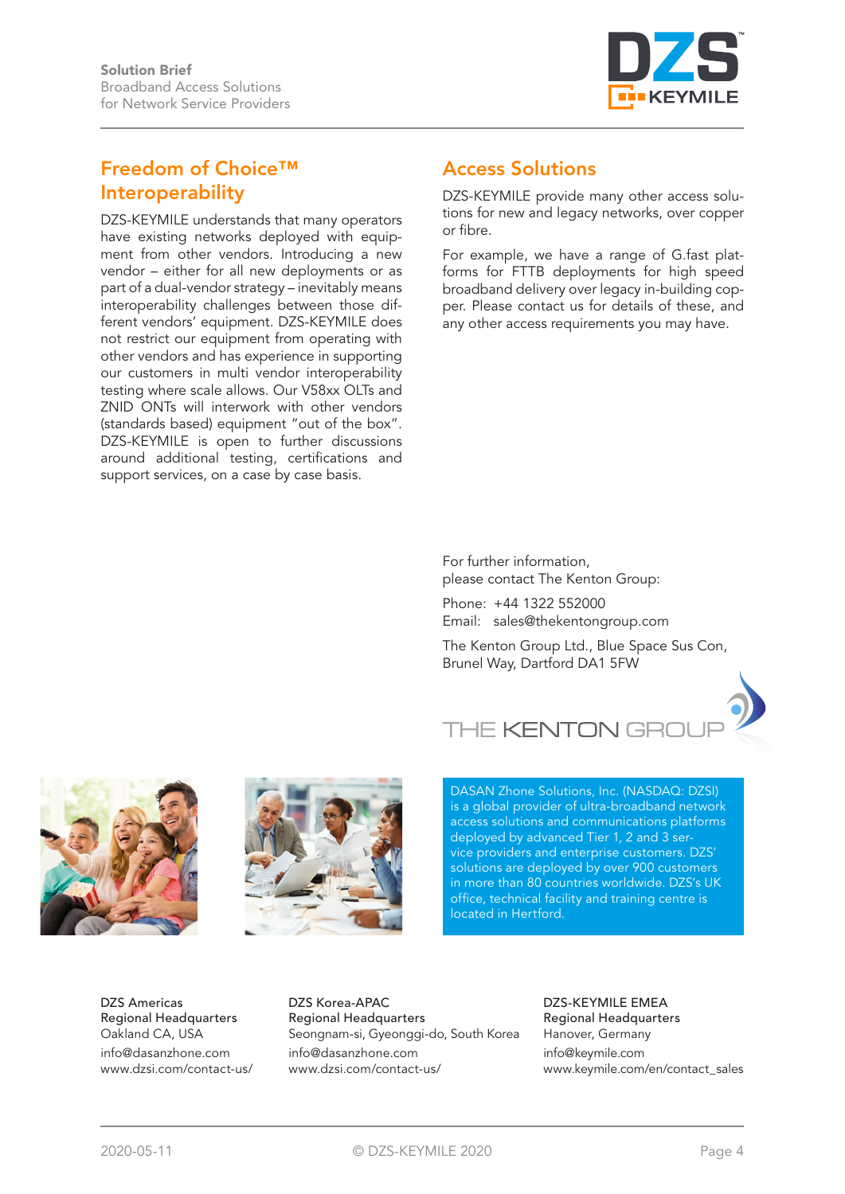## Freedom of Choice™ Interoperability

DZS-KEYMILE understands that many operators have existing networks deployed with equipment from other vendors. Introducing a new vendor – either for all new deployments or as part of a dual-vendor strategy – inevitably means interoperability challenges between those different vendors' equipment. DZS-KEYMILE does not restrict our equipment from operating with other vendors and has experience in supporting our customers in multi vendor interoperability testing where scale allows. Our V58xx OLTs and ZNID ONTs will interwork with other vendors (standards based) equipment "out of the box". DZS-KEYMILE is open to further discussions around additional testing, certifications and support services, on a case by case basis.

## Access Solutions

DZS-KEYMILE provide many other access solutions for new and legacy networks, over copper or fibre.

For example, we have a range of G.fast platforms for FTTB deployments for high speed broadband delivery over legacy in-building copper. Please contact us for details of these, and any other access requirements you may have.

For further information,
please contact The Kenton Group:

Phone: +44 1322 552000
Email: sales@thekentongroup.com

The Kenton Group Ltd., Blue Space Sus Con, Brunel Way, Dartford DA1 5FW

DASAN Zhone Solutions, Inc. (NASDAQ: DZSI) is a global provider of ultra-broadband network access solutions and communications platforms deployed by advanced Tier 1, 2 and 3 service providers and enterprise customers. DZS' solutions are deployed by over 900 customers in more than 80 countries worldwide. DZS's UK office, technical facility and training centre is located in Hertford.

DZS Americas
Regional Headquarters
Oakland CA, USA
info@dasanzhone.com
www.dzsi.com/contact-us/

DZS Korea-APAC
Regional Headquarters
Seongnam-si, Gyeonggi-do, South Korea
info@dasanzhone.com
www.dzsi.com/contact-us/

DZS-KEYMILE EMEA
Regional Headquarters
Hanover, Germany
info@keymile.com
www.keymile.com/en/contact_sales

2020-05-11 © DZS-KEYMILE 2020